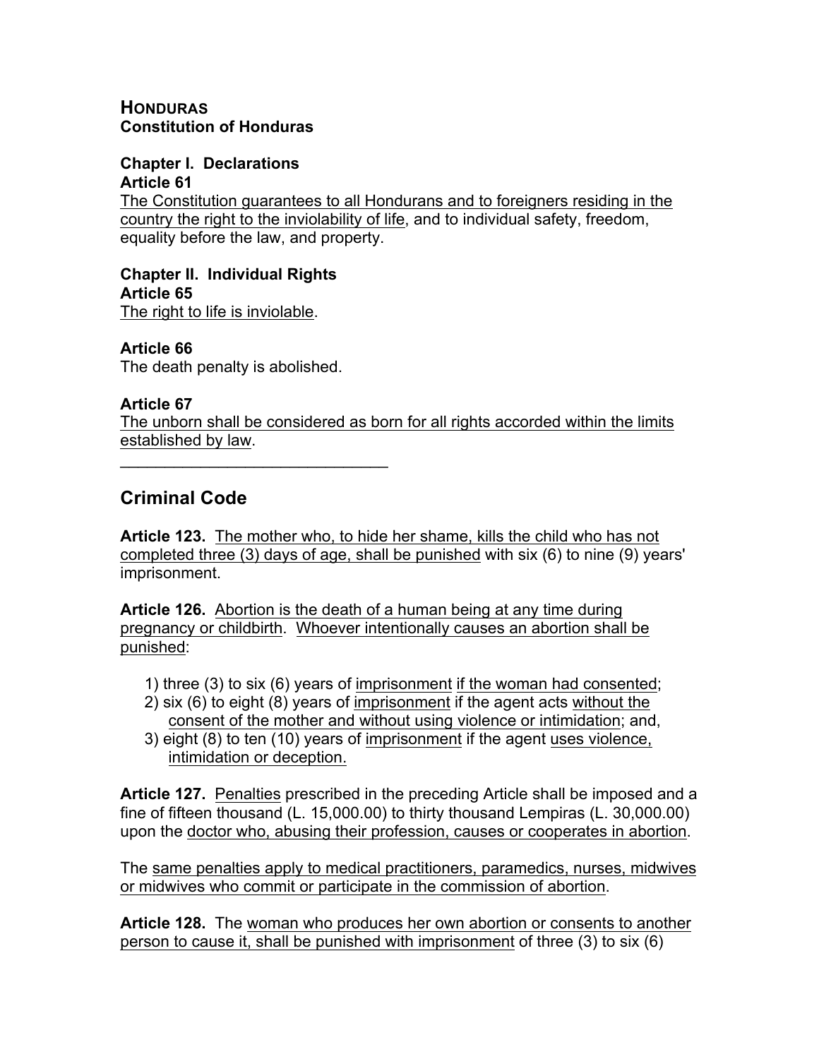# HONDURAS
## Constitution of Honduras

### Chapter I. Declarations
**Article 61**
The Constitution guarantees to all Hondurans and to foreigners residing in the country the right to the inviolability of life, and to individual safety, freedom, equality before the law, and property.

### Chapter II. Individual Rights
**Article 65**
The right to life is inviolable.

**Article 66**
The death penalty is abolished.

**Article 67**
The unborn shall be considered as born for all rights accorded within the limits established by law.

---

## Criminal Code

**Article 123.** The mother who, to hide her shame, kills the child who has not completed three (3) days of age, shall be punished with six (6) to nine (9) years' imprisonment.

**Article 126.** Abortion is the death of a human being at any time during pregnancy or childbirth. Whoever intentionally causes an abortion shall be punished:

1) three (3) to six (6) years of imprisonment if the woman had consented;
2) six (6) to eight (8) years of imprisonment if the agent acts without the consent of the mother and without using violence or intimidation; and,
3) eight (8) to ten (10) years of imprisonment if the agent uses violence, intimidation or deception.

**Article 127.** Penalties prescribed in the preceding Article shall be imposed and a fine of fifteen thousand (L. 15,000.00) to thirty thousand Lempiras (L. 30,000.00) upon the doctor who, abusing their profession, causes or cooperates in abortion.

The same penalties apply to medical practitioners, paramedics, nurses, midwives or midwives who commit or participate in the commission of abortion.

**Article 128.** The woman who produces her own abortion or consents to another person to cause it, shall be punished with imprisonment of three (3) to six (6)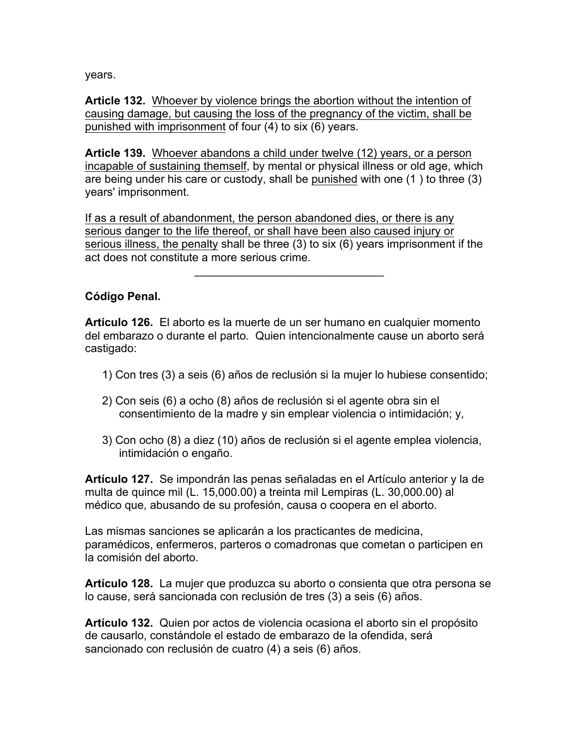years.

**Article 132.** Whoever by violence brings the abortion without the intention of causing damage, but causing the loss of the pregnancy of the victim, shall be punished with imprisonment of four (4) to six (6) years.

**Article 139.** Whoever abandons a child under twelve (12) years, or a person incapable of sustaining themself, by mental or physical illness or old age, which are being under his care or custody, shall be punished with one (1 ) to three (3) years' imprisonment.

If as a result of abandonment, the person abandoned dies, or there is any serious danger to the life thereof, or shall have been also caused injury or serious illness, the penalty shall be three (3) to six (6) years imprisonment if the act does not constitute a more serious crime.

---

**Código Penal.**

**Artículo 126.** El aborto es la muerte de un ser humano en cualquier momento del embarazo o durante el parto. Quien intencionalmente cause un aborto será castigado:

1) Con tres (3) a seis (6) años de reclusión si la mujer lo hubiese consentido;

2) Con seis (6) a ocho (8) años de reclusión si el agente obra sin el consentimiento de la madre y sin emplear violencia o intimidación; y,

3) Con ocho (8) a diez (10) años de reclusión si el agente emplea violencia, intimidación o engaño.

**Artículo 127.** Se impondrán las penas señaladas en el Artículo anterior y la de multa de quince mil (L. 15,000.00) a treinta mil Lempiras (L. 30,000.00) al médico que, abusando de su profesión, causa o coopera en el aborto.

Las mismas sanciones se aplicarán a los practicantes de medicina, paramédicos, enfermeros, parteros o comadronas que cometan o participen en la comisión del aborto.

**Artículo 128.** La mujer que produzca su aborto o consienta que otra persona se lo cause, será sancionada con reclusión de tres (3) a seis (6) años.

**Artículo 132.** Quien por actos de violencia ocasiona el aborto sin el propósito de causarlo, constándole el estado de embarazo de la ofendida, será sancionado con reclusión de cuatro (4) a seis (6) años.